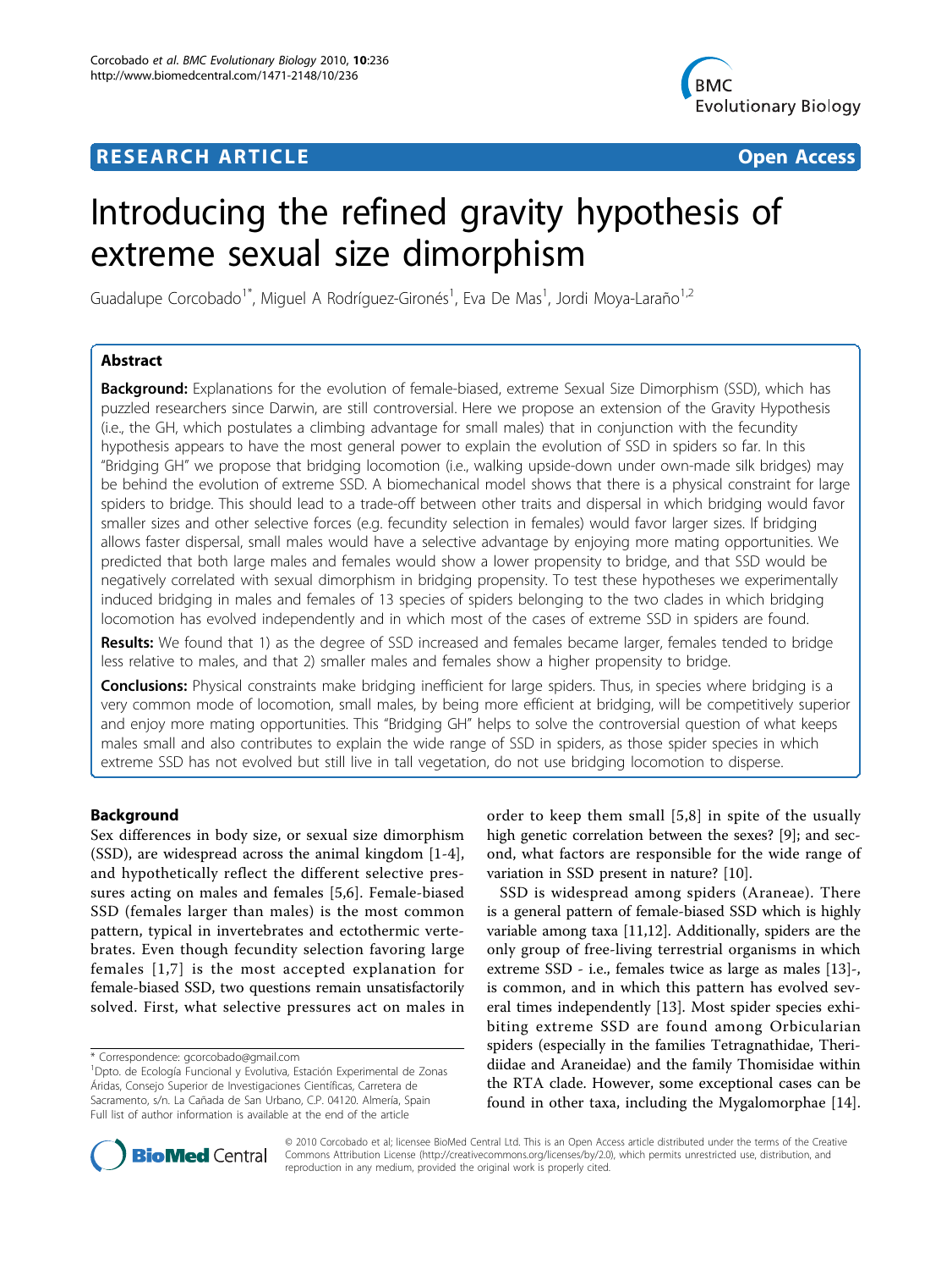**RESEARCH ARTICLE** **Open Access**

# Introducing the refined gravity hypothesis of extreme sexual size dimorphism

Guadalupe Corcobado[1*], Miguel A Rodríguez-Gironés[1], Eva De Mas[1], Jordi Moya-Laraño[1,2]

## Abstract

**Background:** Explanations for the evolution of female-biased, extreme Sexual Size Dimorphism (SSD), which has puzzled researchers since Darwin, are still controversial. Here we propose an extension of the Gravity Hypothesis (i.e., the GH, which postulates a climbing advantage for small males) that in conjunction with the fecundity hypothesis appears to have the most general power to explain the evolution of SSD in spiders so far. In this "Bridging GH" we propose that bridging locomotion (i.e., walking upside-down under own-made silk bridges) may be behind the evolution of extreme SSD. A biomechanical model shows that there is a physical constraint for large spiders to bridge. This should lead to a trade-off between other traits and dispersal in which bridging would favor smaller sizes and other selective forces (e.g. fecundity selection in females) would favor larger sizes. If bridging allows faster dispersal, small males would have a selective advantage by enjoying more mating opportunities. We predicted that both large males and females would show a lower propensity to bridge, and that SSD would be negatively correlated with sexual dimorphism in bridging propensity. To test these hypotheses we experimentally induced bridging in males and females of 13 species of spiders belonging to the two clades in which bridging locomotion has evolved independently and in which most of the cases of extreme SSD in spiders are found.

**Results:** We found that 1) as the degree of SSD increased and females became larger, females tended to bridge less relative to males, and that 2) smaller males and females show a higher propensity to bridge.

**Conclusions:** Physical constraints make bridging inefficient for large spiders. Thus, in species where bridging is a very common mode of locomotion, small males, by being more efficient at bridging, will be competitively superior and enjoy more mating opportunities. This "Bridging GH" helps to solve the controversial question of what keeps males small and also contributes to explain the wide range of SSD in spiders, as those spider species in which extreme SSD has not evolved but still live in tall vegetation, do not use bridging locomotion to disperse.

## Background

Sex differences in body size, or sexual size dimorphism (SSD), are widespread across the animal kingdom [1-4], and hypothetically reflect the different selective pressures acting on males and females [5,6]. Female-biased SSD (females larger than males) is the most common pattern, typical in invertebrates and ectothermic vertebrates. Even though fecundity selection favoring large females [1,7] is the most accepted explanation for female-biased SSD, two questions remain unsatisfactorily solved. First, what selective pressures act on males in order to keep them small [5,8] in spite of the usually high genetic correlation between the sexes? [9]; and second, what factors are responsible for the wide range of variation in SSD present in nature? [10].

SSD is widespread among spiders (Araneae). There is a general pattern of female-biased SSD which is highly variable among taxa [11,12]. Additionally, spiders are the only group of free-living terrestrial organisms in which extreme SSD - i.e., females twice as large as males [13]-, is common, and in which this pattern has evolved several times independently [13]. Most spider species exhibiting extreme SSD are found among Orbicularian spiders (especially in the families Tetragnathidae, Theridiidae and Araneidae) and the family Thomisidae within the RTA clade. However, some exceptional cases can be found in other taxa, including the Mygalomorphae [14].

\* Correspondence: gcorcobado@gmail.com
[1]Dpto. de Ecología Funcional y Evolutiva, Estación Experimental de Zonas Áridas, Consejo Superior de Investigaciones Científicas, Carretera de Sacramento, s/n. La Cañada de San Urbano, C.P. 04120. Almería, Spain
Full list of author information is available at the end of the article

© 2010 Corcobado et al; licensee BioMed Central Ltd. This is an Open Access article distributed under the terms of the Creative Commons Attribution License (http://creativecommons.org/licenses/by/2.0), which permits unrestricted use, distribution, and reproduction in any medium, provided the original work is properly cited.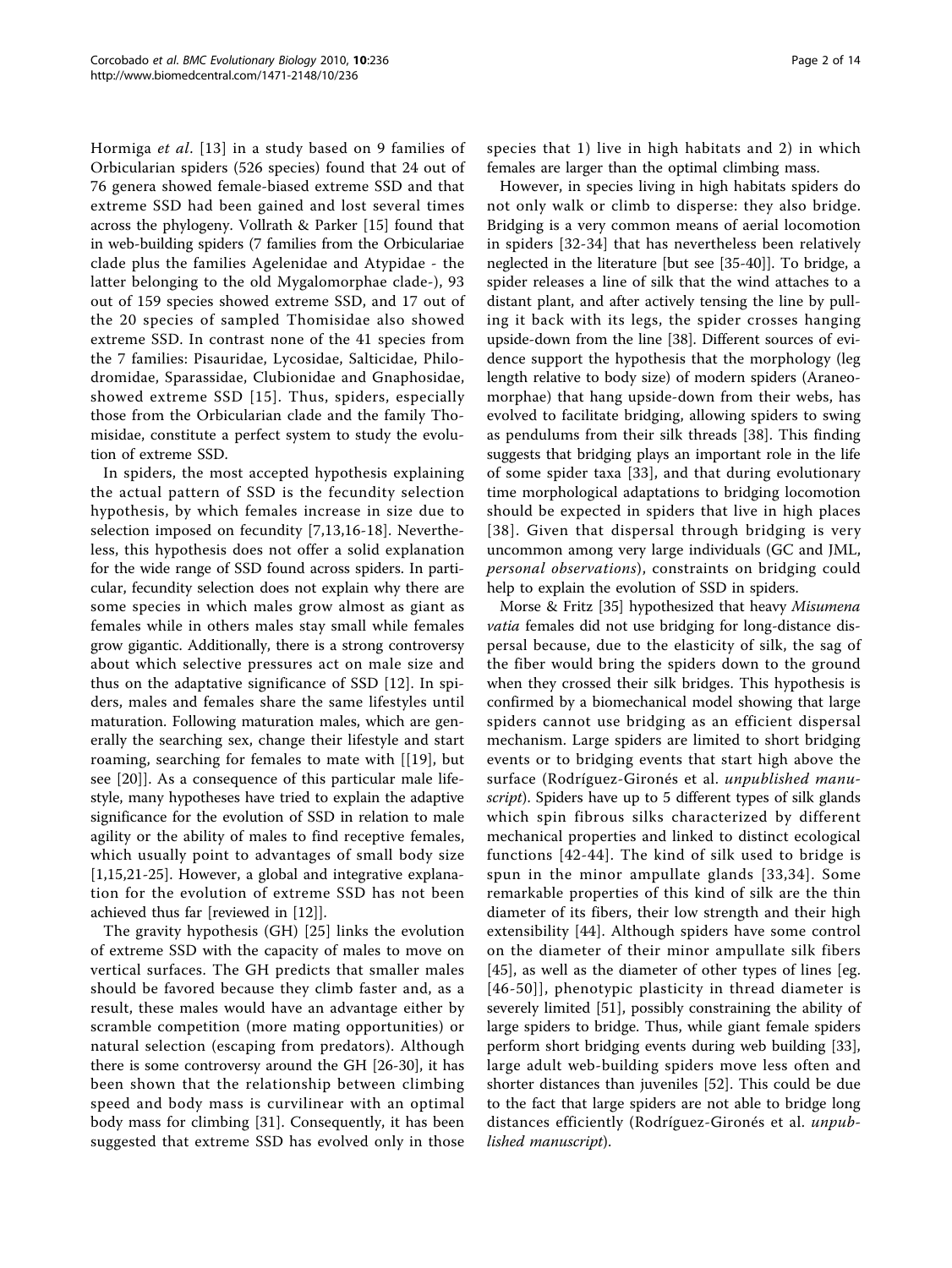Hormiga *et al*. [13] in a study based on 9 families of Orbicularian spiders (526 species) found that 24 out of 76 genera showed female-biased extreme SSD and that extreme SSD had been gained and lost several times across the phylogeny. Vollrath & Parker [15] found that in web-building spiders (7 families from the Orbiculariae clade plus the families Agelenidae and Atypidae - the latter belonging to the old Mygalomorphae clade-), 93 out of 159 species showed extreme SSD, and 17 out of the 20 species of sampled Thomisidae also showed extreme SSD. In contrast none of the 41 species from the 7 families: Pisauridae, Lycosidae, Salticidae, Philodromidae, Sparassidae, Clubionidae and Gnaphosidae, showed extreme SSD [15]. Thus, spiders, especially those from the Orbicularian clade and the family Thomisidae, constitute a perfect system to study the evolution of extreme SSD.

In spiders, the most accepted hypothesis explaining the actual pattern of SSD is the fecundity selection hypothesis, by which females increase in size due to selection imposed on fecundity [7,13,16-18]. Nevertheless, this hypothesis does not offer a solid explanation for the wide range of SSD found across spiders. In particular, fecundity selection does not explain why there are some species in which males grow almost as giant as females while in others males stay small while females grow gigantic. Additionally, there is a strong controversy about which selective pressures act on male size and thus on the adaptative significance of SSD [12]. In spiders, males and females share the same lifestyles until maturation. Following maturation males, which are generally the searching sex, change their lifestyle and start roaming, searching for females to mate with [[19], but see [20]]. As a consequence of this particular male lifestyle, many hypotheses have tried to explain the adaptive significance for the evolution of SSD in relation to male agility or the ability of males to find receptive females, which usually point to advantages of small body size [1,15,21-25]. However, a global and integrative explanation for the evolution of extreme SSD has not been achieved thus far [reviewed in [12]].

The gravity hypothesis (GH) [25] links the evolution of extreme SSD with the capacity of males to move on vertical surfaces. The GH predicts that smaller males should be favored because they climb faster and, as a result, these males would have an advantage either by scramble competition (more mating opportunities) or natural selection (escaping from predators). Although there is some controversy around the GH [26-30], it has been shown that the relationship between climbing speed and body mass is curvilinear with an optimal body mass for climbing [31]. Consequently, it has been suggested that extreme SSD has evolved only in those species that 1) live in high habitats and 2) in which females are larger than the optimal climbing mass.

However, in species living in high habitats spiders do not only walk or climb to disperse: they also bridge. Bridging is a very common means of aerial locomotion in spiders [32-34] that has nevertheless been relatively neglected in the literature [but see [35-40]]. To bridge, a spider releases a line of silk that the wind attaches to a distant plant, and after actively tensing the line by pulling it back with its legs, the spider crosses hanging upside-down from the line [38]. Different sources of evidence support the hypothesis that the morphology (leg length relative to body size) of modern spiders (Araneomorphae) that hang upside-down from their webs, has evolved to facilitate bridging, allowing spiders to swing as pendulums from their silk threads [38]. This finding suggests that bridging plays an important role in the life of some spider taxa [33], and that during evolutionary time morphological adaptations to bridging locomotion should be expected in spiders that live in high places [38]. Given that dispersal through bridging is very uncommon among very large individuals (GC and JML, *personal observations*), constraints on bridging could help to explain the evolution of SSD in spiders.

Morse & Fritz [35] hypothesized that heavy *Misumena vatia* females did not use bridging for long-distance dispersal because, due to the elasticity of silk, the sag of the fiber would bring the spiders down to the ground when they crossed their silk bridges. This hypothesis is confirmed by a biomechanical model showing that large spiders cannot use bridging as an efficient dispersal mechanism. Large spiders are limited to short bridging events or to bridging events that start high above the surface (Rodríguez-Gironés et al. *unpublished manuscript*). Spiders have up to 5 different types of silk glands which spin fibrous silks characterized by different mechanical properties and linked to distinct ecological functions [42-44]. The kind of silk used to bridge is spun in the minor ampullate glands [33,34]. Some remarkable properties of this kind of silk are the thin diameter of its fibers, their low strength and their high extensibility [44]. Although spiders have some control on the diameter of their minor ampullate silk fibers [45], as well as the diameter of other types of lines [eg. [46-50]], phenotypic plasticity in thread diameter is severely limited [51], possibly constraining the ability of large spiders to bridge. Thus, while giant female spiders perform short bridging events during web building [33], large adult web-building spiders move less often and shorter distances than juveniles [52]. This could be due to the fact that large spiders are not able to bridge long distances efficiently (Rodríguez-Gironés et al. *unpublished manuscript*).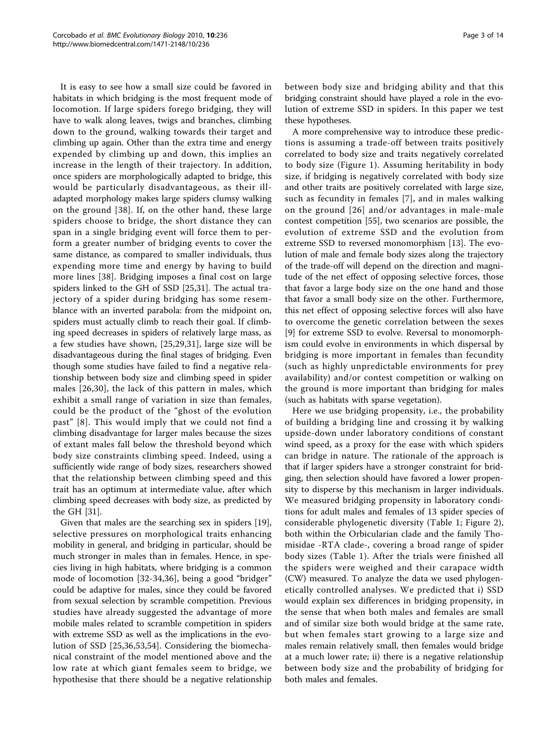It is easy to see how a small size could be favored in habitats in which bridging is the most frequent mode of locomotion. If large spiders forego bridging, they will have to walk along leaves, twigs and branches, climbing down to the ground, walking towards their target and climbing up again. Other than the extra time and energy expended by climbing up and down, this implies an increase in the length of their trajectory. In addition, once spiders are morphologically adapted to bridge, this would be particularly disadvantageous, as their ill-adapted morphology makes large spiders clumsy walking on the ground [38]. If, on the other hand, these large spiders choose to bridge, the short distance they can span in a single bridging event will force them to perform a greater number of bridging events to cover the same distance, as compared to smaller individuals, thus expending more time and energy by having to build more lines [38]. Bridging imposes a final cost on large spiders linked to the GH of SSD [25,31]. The actual trajectory of a spider during bridging has some resemblance with an inverted parabola: from the midpoint on, spiders must actually climb to reach their goal. If climbing speed decreases in spiders of relatively large mass, as a few studies have shown, [25,29,31], large size will be disadvantageous during the final stages of bridging. Even though some studies have failed to find a negative relationship between body size and climbing speed in spider males [26,30], the lack of this pattern in males, which exhibit a small range of variation in size than females, could be the product of the "ghost of the evolution past" [8]. This would imply that we could not find a climbing disadvantage for larger males because the sizes of extant males fall below the threshold beyond which body size constraints climbing speed. Indeed, using a sufficiently wide range of body sizes, researchers showed that the relationship between climbing speed and this trait has an optimum at intermediate value, after which climbing speed decreases with body size, as predicted by the GH [31].

Given that males are the searching sex in spiders [19], selective pressures on morphological traits enhancing mobility in general, and bridging in particular, should be much stronger in males than in females. Hence, in species living in high habitats, where bridging is a common mode of locomotion [32-34,36], being a good "bridger" could be adaptive for males, since they could be favored from sexual selection by scramble competition. Previous studies have already suggested the advantage of more mobile males related to scramble competition in spiders with extreme SSD as well as the implications in the evolution of SSD [25,36,53,54]. Considering the biomechanical constraint of the model mentioned above and the low rate at which giant females seem to bridge, we hypothesise that there should be a negative relationship between body size and bridging ability and that this bridging constraint should have played a role in the evolution of extreme SSD in spiders. In this paper we test these hypotheses.

A more comprehensive way to introduce these predictions is assuming a trade-off between traits positively correlated to body size and traits negatively correlated to body size (Figure 1). Assuming heritability in body size, if bridging is negatively correlated with body size and other traits are positively correlated with large size, such as fecundity in females [7], and in males walking on the ground [26] and/or advantages in male-male contest competition [55], two scenarios are possible, the evolution of extreme SSD and the evolution from extreme SSD to reversed monomorphism [13]. The evolution of male and female body sizes along the trajectory of the trade-off will depend on the direction and magnitude of the net effect of opposing selective forces, those that favor a large body size on the one hand and those that favor a small body size on the other. Furthermore, this net effect of opposing selective forces will also have to overcome the genetic correlation between the sexes [9] for extreme SSD to evolve. Reversal to monomorphism could evolve in environments in which dispersal by bridging is more important in females than fecundity (such as highly unpredictable environments for prey availability) and/or contest competition or walking on the ground is more important than bridging for males (such as habitats with sparse vegetation).

Here we use bridging propensity, i.e., the probability of building a bridging line and crossing it by walking upside-down under laboratory conditions of constant wind speed, as a proxy for the ease with which spiders can bridge in nature. The rationale of the approach is that if larger spiders have a stronger constraint for bridging, then selection should have favored a lower propensity to disperse by this mechanism in larger individuals. We measured bridging propensity in laboratory conditions for adult males and females of 13 spider species of considerable phylogenetic diversity (Table 1; Figure 2), both within the Orbicularian clade and the family Thomisidae -RTA clade-, covering a broad range of spider body sizes (Table 1). After the trials were finished all the spiders were weighed and their carapace width (CW) measured. To analyze the data we used phylogenetically controlled analyses. We predicted that i) SSD would explain sex differences in bridging propensity, in the sense that when both males and females are small and of similar size both would bridge at the same rate, but when females start growing to a large size and males remain relatively small, then females would bridge at a much lower rate; ii) there is a negative relationship between body size and the probability of bridging for both males and females.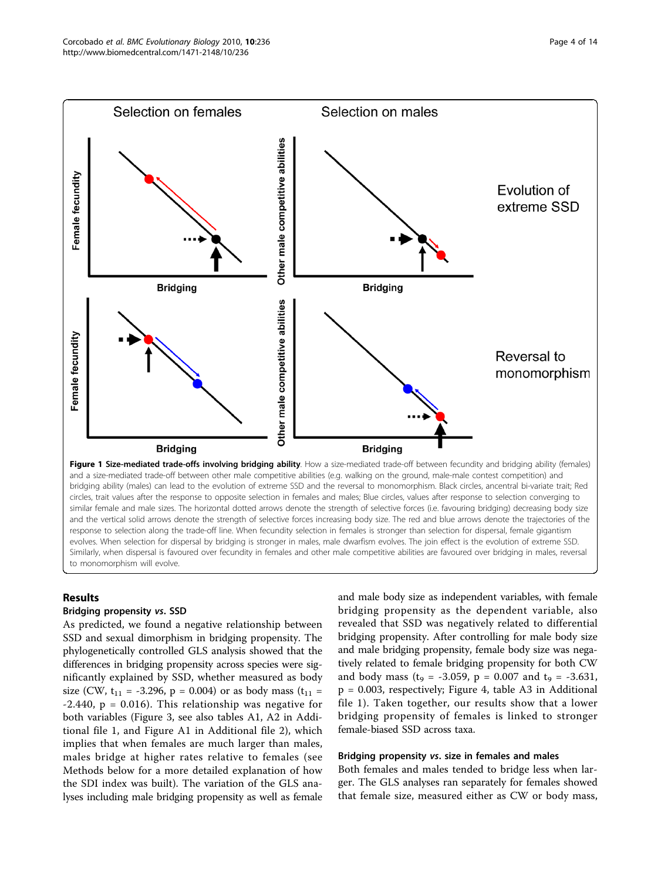**Figure 1 Size-mediated trade-offs involving bridging ability**. How a size-mediated trade-off between fecundity and bridging ability (females) and a size-mediated trade-off between other male competitive abilities (e.g. walking on the ground, male-male contest competition) and bridging ability (males) can lead to the evolution of extreme SSD and the reversal to monomorphism. Black circles, ancestral bi-variate trait; Red circles, trait values after the response to opposite selection in females and males; Blue circles, values after response to selection converging to similar female and male sizes. The horizontal dotted arrows denote the strength of selective forces (i.e. favouring bridging) decreasing body size and the vertical solid arrows denote the strength of selective forces increasing body size. The red and blue arrows denote the trajectories of the response to selection along the trade-off line. When fecundity selection in females is stronger than selection for dispersal, female gigantism evolves. When selection for dispersal by bridging is stronger in males, male dwarfism evolves. The join effect is the evolution of extreme SSD. Similarly, when dispersal is favoured over fecundity in females and other male competitive abilities are favoured over bridging in males, reversal to monomorphism will evolve.

## Results

### Bridging propensity *vs.* SSD

As predicted, we found a negative relationship between SSD and sexual dimorphism in bridging propensity. The phylogenetically controlled GLS analysis showed that the differences in bridging propensity across species were significantly explained by SSD, whether measured as body size (CW, $t_{11} = -3.296$, $p = 0.004$) or as body mass ($t_{11} = -2.440$, $p = 0.016$). This relationship was negative for both variables (Figure 3, see also tables A1, A2 in Additional file 1, and Figure A1 in Additional file 2), which implies that when females are much larger than males, males bridge at higher rates relative to females (see Methods below for a more detailed explanation of how the SDI index was built). The variation of the GLS analyses including male bridging propensity as well as female and male body size as independent variables, with female bridging propensity as the dependent variable, also revealed that SSD was negatively related to differential bridging propensity. After controlling for male body size and male bridging propensity, female body size was negatively related to female bridging propensity for both CW and body mass ($t_9 = -3.059$, $p = 0.007$ and $t_9 = -3.631$, $p = 0.003$, respectively; Figure 4, table A3 in Additional file 1). Taken together, our results show that a lower bridging propensity of females is linked to stronger female-biased SSD across taxa.

### Bridging propensity *vs.* size in females and males

Both females and males tended to bridge less when larger. The GLS analyses ran separately for females showed that female size, measured either as CW or body mass,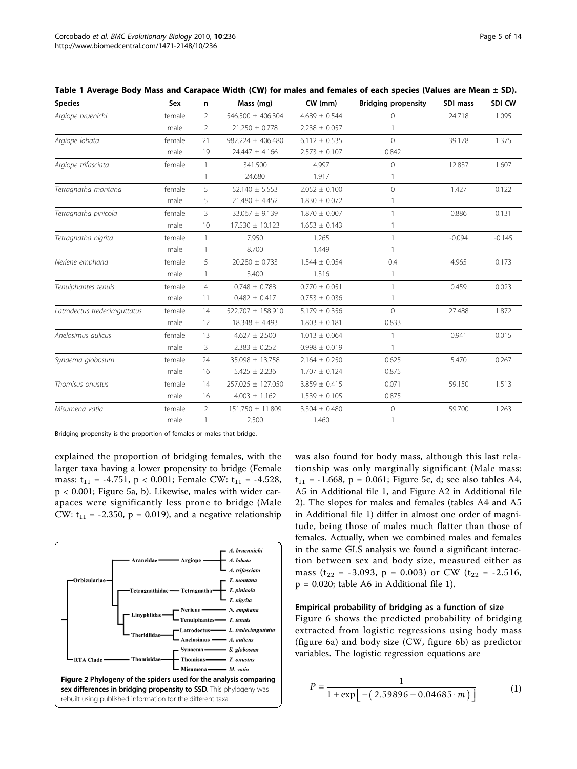**Table 1 Average Body Mass and Carapace Width (CW) for males and females of each species (Values are Mean ± SD).**

| Species | Sex | n | Mass (mg) | CW (mm) | Bridging propensity | SDI mass | SDI CW |
|---|---|---|---|---|---|---|---|
| *Argiope bruenichi* | female | 2 | 546.500 ± 406.304 | 4.689 ± 0.544 | 0 | 24.718 | 1.095 |
| | male | 2 | 21.250 ± 0.778 | 2.238 ± 0.057 | 1 | | |
| *Argiope lobata* | female | 21 | 982.224 ± 406.480 | 6.112 ± 0.535 | 0 | 39.178 | 1.375 |
| | male | 19 | 24.447 ± 4.166 | 2.573 ± 0.107 | 0.842 | | |
| *Argiope trifasciata* | female | 1 | 341.500 | 4.997 | 0 | 12.837 | 1.607 |
| | | 1 | 24.680 | 1.917 | 1 | | |
| *Tetragnatha montana* | female | 5 | 52.140 ± 5.553 | 2.052 ± 0.100 | 0 | 1.427 | 0.122 |
| | male | 5 | 21.480 ± 4.452 | 1.830 ± 0.072 | 1 | | |
| *Tetragnatha pinicola* | female | 3 | 33.067 ± 9.139 | 1.870 ± 0.007 | 1 | 0.886 | 0.131 |
| | male | 10 | 17.530 ± 10.123 | 1.653 ± 0.143 | 1 | | |
| *Tetragnatha nigrita* | female | 1 | 7.950 | 1.265 | 1 | -0.094 | -0.145 |
| | male | 1 | 8.700 | 1.449 | 1 | | |
| *Neriene emphana* | female | 5 | 20.280 ± 0.733 | 1.544 ± 0.054 | 0.4 | 4.965 | 0.173 |
| | male | 1 | 3.400 | 1.316 | 1 | | |
| *Tenuiphantes tenuis* | female | 4 | 0.748 ± 0.788 | 0.770 ± 0.051 | 1 | 0.459 | 0.023 |
| | male | 11 | 0.482 ± 0.417 | 0.753 ± 0.036 | 1 | | |
| *Latrodectus tredecimguttatus* | female | 14 | 522.707 ± 158.910 | 5.179 ± 0.356 | 0 | 27.488 | 1.872 |
| | male | 12 | 18.348 ± 4.493 | 1.803 ± 0.181 | 0.833 | | |
| *Anelosimus aulicus* | female | 13 | 4.627 ± 2.500 | 1.013 ± 0.064 | 1 | 0.941 | 0.015 |
| | male | 3 | 2.383 ± 0.252 | 0.998 ± 0.019 | 1 | | |
| *Synaema globosum* | female | 24 | 35.098 ± 13.758 | 2.164 ± 0.250 | 0.625 | 5.470 | 0.267 |
| | male | 16 | 5.425 ± 2.236 | 1.707 ± 0.124 | 0.875 | | |
| *Thomisus onustus* | female | 14 | 257.025 ± 127.050 | 3.859 ± 0.415 | 0.071 | 59.150 | 1.513 |
| | male | 16 | 4.003 ± 1.162 | 1.539 ± 0.105 | 0.875 | | |
| *Misumena vatia* | female | 2 | 151.750 ± 11.809 | 3.304 ± 0.480 | 0 | 59.700 | 1.263 |
| | male | 1 | 2.500 | 1.460 | 1 | | |

Bridging propensity is the proportion of females or males that bridge.

explained the proportion of bridging females, with the larger taxa having a lower propensity to bridge (Female mass: $t_{11}$ = -4.751, $p < 0.001$; Female CW: $t_{11}$ = -4.528, $p < 0.001$; Figure 5a, b). Likewise, males with wider carapaces were significantly less prone to bridge (Male CW: $t_{11}$ = -2.350, p = 0.019), and a negative relationship was also found for body mass, although this last relationship was only marginally significant (Male mass: $t_{11}$ = -1.668, p = 0.061; Figure 5c, d; see also tables A4, A5 in Additional file 1, and Figure A2 in Additional file 2). The slopes for males and females (tables A4 and A5 in Additional file 1) differ in almost one order of magnitude, being those of males much flatter than those of females. Actually, when we combined males and females in the same GLS analysis we found a significant interaction between sex and body size, measured either as mass ($t_{22}$ = -3.093, p = 0.003) or CW ($t_{22}$ = -2.516, p = 0.020; table A6 in Additional file 1).

**Figure 2 Phylogeny of the spiders used for the analysis comparing sex differences in bridging propensity to SSD**. This phylogeny was rebuilt using published information for the different taxa.

### Empirical probability of bridging as a function of size

Figure 6 shows the predicted probability of bridging extracted from logistic regressions using body mass (figure 6a) and body size (CW, figure 6b) as predictor variables. The logistic regression equations are

$$P = \frac{1}{1+\exp\left[-\left(2.59896 - 0.04685 \cdot m\right)\right]} \tag{1}$$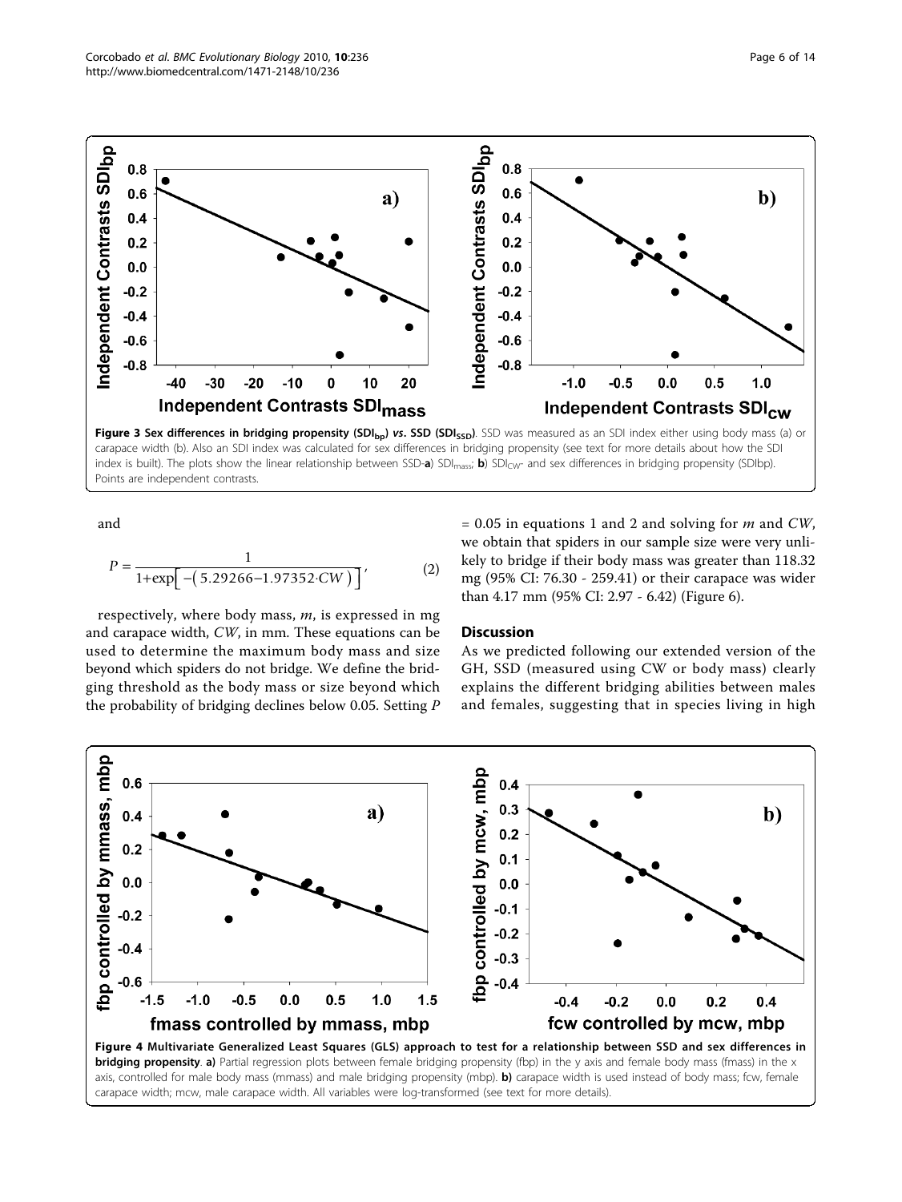Figure 3 **Sex differences in bridging propensity ($SDI_{bp}$) *vs*. SSD ($SDI_{SSD}$)**. SSD was measured as an SDI index either using body mass (a) or carapace width (b). Also an SDI index was calculated for sex differences in bridging propensity (see text for more details about how the SDI index is built). The plots show the linear relationship between SSD-**a**) $SDI_{mass}$; **b**) $SDI_{CW}$- and sex differences in bridging propensity (SDIbp). Points are independent contrasts.

and

$$P = \frac{1}{1+\exp\left[-\left(5.29266-1.97352 \cdot CW\right)\right]}, \tag{2}$$

respectively, where body mass, *m*, is expressed in mg and carapace width, *CW*, in mm. These equations can be used to determine the maximum body mass and size beyond which spiders do not bridge. We define the bridging threshold as the body mass or size beyond which the probability of bridging declines below 0.05. Setting $P = 0.05$ in equations 1 and 2 and solving for *m* and *CW*, we obtain that spiders in our sample size were very unlikely to bridge if their body mass was greater than 118.32 mg (95% CI: 76.30 - 259.41) or their carapace was wider than 4.17 mm (95% CI: 2.97 - 6.42) (Figure 6).

## Discussion

As we predicted following our extended version of the GH, SSD (measured using CW or body mass) clearly explains the different bridging abilities between males and females, suggesting that in species living in high

Figure 4 **Multivariate Generalized Least Squares (GLS) approach to test for a relationship between SSD and sex differences in bridging propensity**. **a)** Partial regression plots between female bridging propensity (fbp) in the y axis and female body mass (fmass) in the x axis, controlled for male body mass (mmass) and male bridging propensity (mbp). **b)** carapace width is used instead of body mass; fcw, female carapace width; mcw, male carapace width. All variables were log-transformed (see text for more details).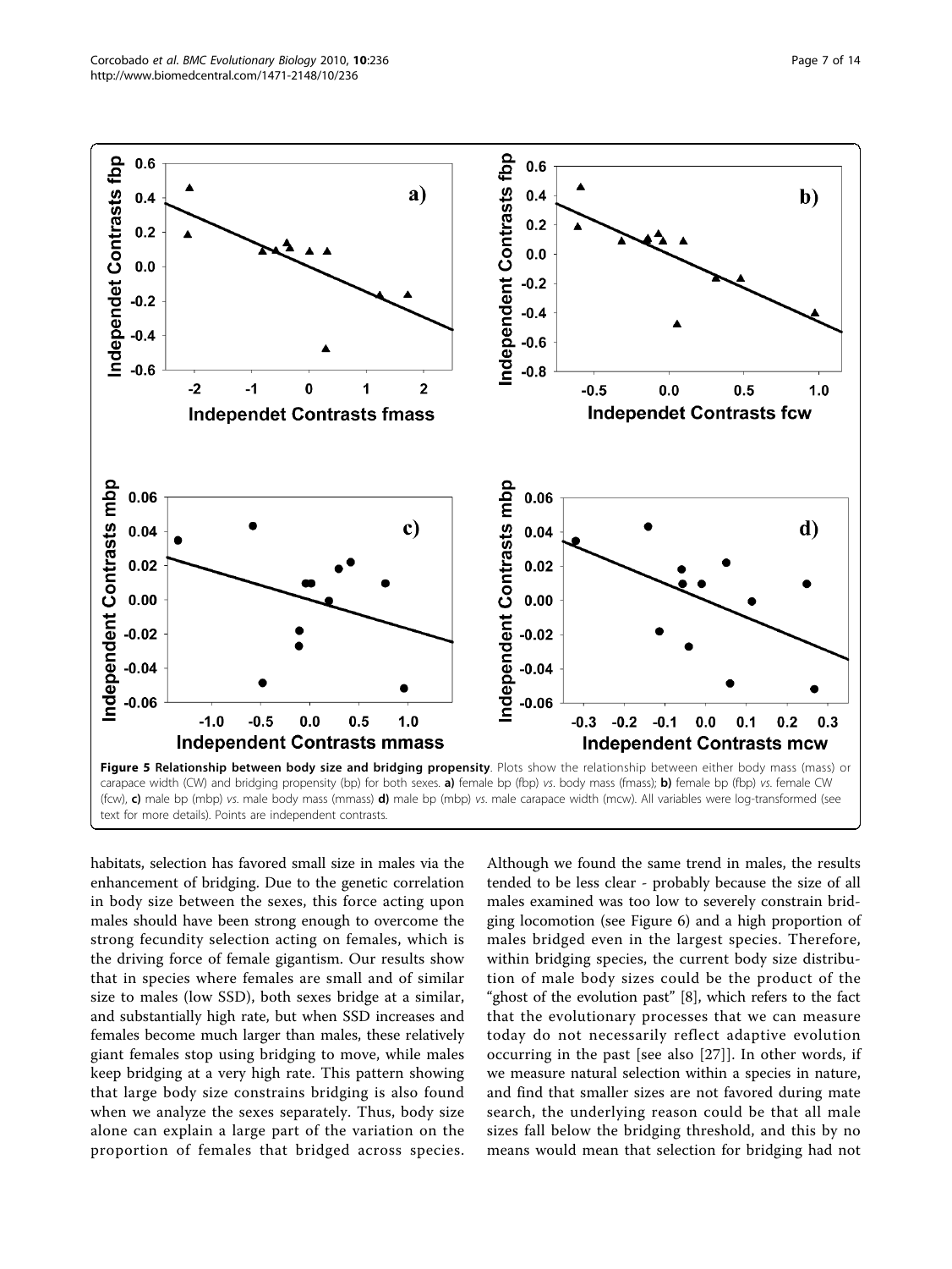Independent Contrasts fbp

0.6

0.4

0.2

0.0

-0.2

-0.4

-0.6

-2 -1 0 1 2

Independet Contrasts fmass

a)

Independent Contrasts fbp

0.6

0.4

0.2

0.0

-0.2

-0.4

-0.6

-0.8

-0.5 0.0 0.5 1.0

Independet Contrasts fcw

b)

Independent Contrasts mbp

0.06

0.04

0.02

0.00

-0.02

-0.04

-0.06

-1.0 -0.5 0.0 0.5 1.0

Independent Contrasts mmass

c)

Independent Contrasts mbp

0.06

0.04

0.02

0.00

-0.02

-0.04

-0.06

-0.3 -0.2 -0.1 0.0 0.1 0.2 0.3

Independent Contrasts mcw

d)

**Figure 5 Relationship between body size and bridging propensity**. Plots show the relationship between either body mass (mass) or carapace width (CW) and bridging propensity (bp) for both sexes. **a)** female bp (fbp) *vs*. body mass (fmass); **b)** female bp (fbp) *vs*. female CW (fcw), **c)** male bp (mbp) *vs*. male body mass (mmass) **d)** male bp (mbp) *vs*. male carapace width (mcw). All variables were log-transformed (see text for more details). Points are independent contrasts.

habitats, selection has favored small size in males via the enhancement of bridging. Due to the genetic correlation in body size between the sexes, this force acting upon males should have been strong enough to overcome the strong fecundity selection acting on females, which is the driving force of female gigantism. Our results show that in species where females are small and of similar size to males (low SSD), both sexes bridge at a similar, and substantially high rate, but when SSD increases and females become much larger than males, these relatively giant females stop using bridging to move, while males keep bridging at a very high rate. This pattern showing that large body size constrains bridging is also found when we analyze the sexes separately. Thus, body size alone can explain a large part of the variation on the proportion of females that bridged across species. Although we found the same trend in males, the results tended to be less clear - probably because the size of all males examined was too low to severely constrain bridging locomotion (see Figure 6) and a high proportion of males bridged even in the largest species. Therefore, within bridging species, the current body size distribution of male body sizes could be the product of the "ghost of the evolution past" [8], which refers to the fact that the evolutionary processes that we can measure today do not necessarily reflect adaptive evolution occurring in the past [see also [27]]. In other words, if we measure natural selection within a species in nature, and find that smaller sizes are not favored during mate search, the underlying reason could be that all male sizes fall below the bridging threshold, and this by no means would mean that selection for bridging had not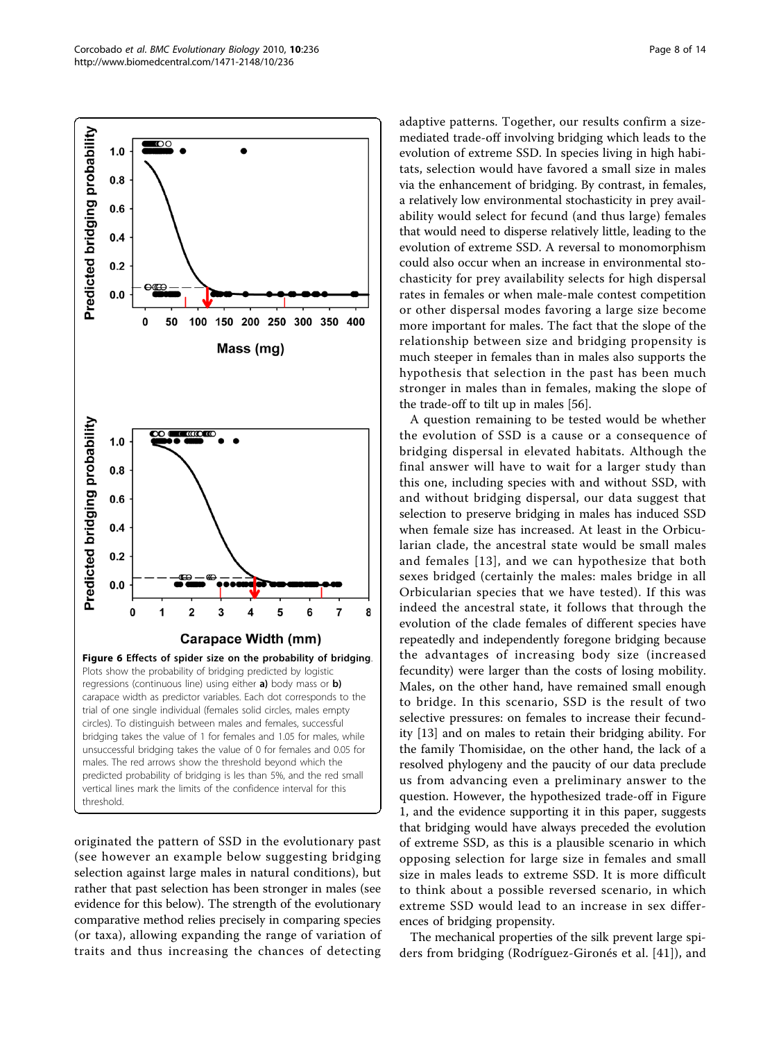Predicted bridging probability

1.0
0.8
0.6
0.4
0.2
0.0

0 50 100 150 200 250 300 350 400

Mass (mg)

Predicted bridging probability

1.0
0.8
0.6
0.4
0.2
0.0

0 1 2 3 4 5 6 7 8

Carapace Width (mm)

**Figure 6 Effects of spider size on the probability of bridging**. Plots show the probability of bridging predicted by logistic regressions (continuous line) using either **a)** body mass or **b)** carapace width as predictor variables. Each dot corresponds to the trial of one single individual (females solid circles, males empty circles). To distinguish between males and females, successful bridging takes the value of 1 for females and 1.05 for males, while unsuccessful bridging takes the value of 0 for females and 0.05 for males. The red arrows show the threshold beyond which the predicted probability of bridging is les than 5%, and the red small vertical lines mark the limits of the confidence interval for this threshold.

originated the pattern of SSD in the evolutionary past (see however an example below suggesting bridging selection against large males in natural conditions), but rather that past selection has been stronger in males (see evidence for this below). The strength of the evolutionary comparative method relies precisely in comparing species (or taxa), allowing expanding the range of variation of traits and thus increasing the chances of detecting adaptive patterns. Together, our results confirm a size-mediated trade-off involving bridging which leads to the evolution of extreme SSD. In species living in high habitats, selection would have favored a small size in males via the enhancement of bridging. By contrast, in females, a relatively low environmental stochasticity in prey availability would select for fecund (and thus large) females that would need to disperse relatively little, leading to the evolution of extreme SSD. A reversal to monomorphism could also occur when an increase in environmental stochasticity for prey availability selects for high dispersal rates in females or when male-male contest competition or other dispersal modes favoring a large size become more important for males. The fact that the slope of the relationship between size and bridging propensity is much steeper in females than in males also supports the hypothesis that selection in the past has been much stronger in males than in females, making the slope of the trade-off to tilt up in males [56].

A question remaining to be tested would be whether the evolution of SSD is a cause or a consequence of bridging dispersal in elevated habitats. Although the final answer will have to wait for a larger study than this one, including species with and without SSD, with and without bridging dispersal, our data suggest that selection to preserve bridging in males has induced SSD when female size has increased. At least in the Orbicularian clade, the ancestral state would be small males and females [13], and we can hypothesize that both sexes bridged (certainly the males: males bridge in all Orbicularian species that we have tested). If this was indeed the ancestral state, it follows that through the evolution of the clade females of different species have repeatedly and independently foregone bridging because the advantages of increasing body size (increased fecundity) were larger than the costs of losing mobility. Males, on the other hand, have remained small enough to bridge. In this scenario, SSD is the result of two selective pressures: on females to increase their fecundity [13] and on males to retain their bridging ability. For the family Thomisidae, on the other hand, the lack of a resolved phylogeny and the paucity of our data preclude us from advancing even a preliminary answer to the question. However, the hypothesized trade-off in Figure 1, and the evidence supporting it in this paper, suggests that bridging would have always preceded the evolution of extreme SSD, as this is a plausible scenario in which opposing selection for large size in females and small size in males leads to extreme SSD. It is more difficult to think about a possible reversed scenario, in which extreme SSD would lead to an increase in sex differences of bridging propensity.

The mechanical properties of the silk prevent large spiders from bridging (Rodríguez-Gironés et al. [41]), and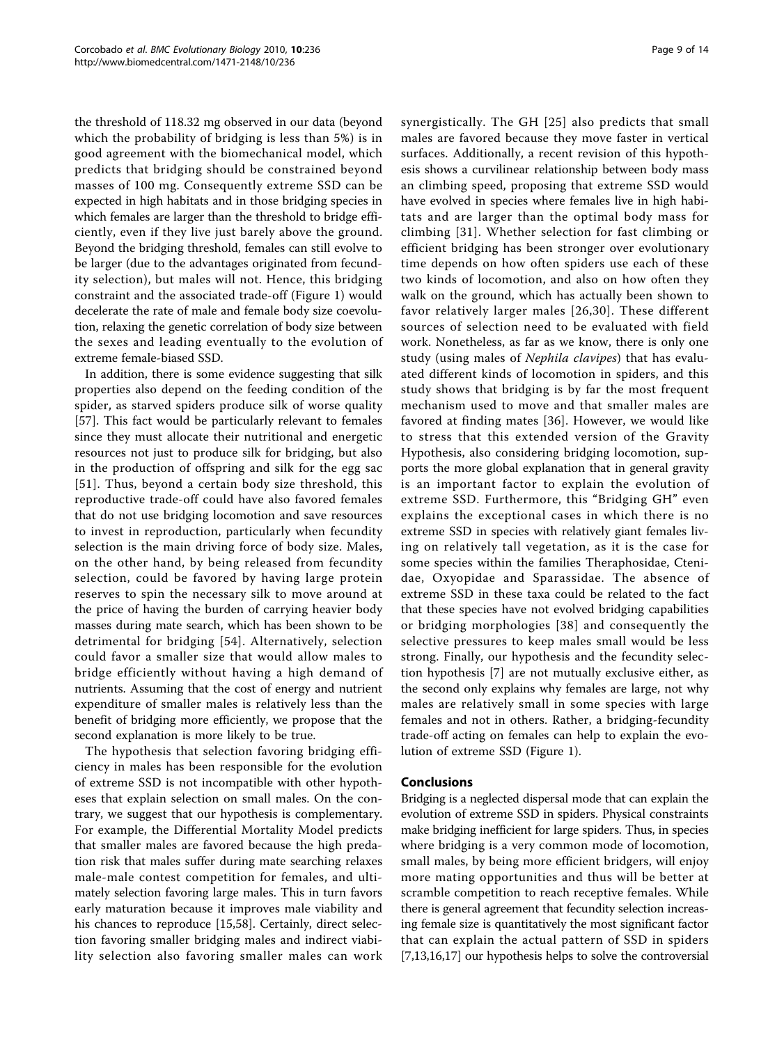the threshold of 118.32 mg observed in our data (beyond which the probability of bridging is less than 5%) is in good agreement with the biomechanical model, which predicts that bridging should be constrained beyond masses of 100 mg. Consequently extreme SSD can be expected in high habitats and in those bridging species in which females are larger than the threshold to bridge efficiently, even if they live just barely above the ground. Beyond the bridging threshold, females can still evolve to be larger (due to the advantages originated from fecundity selection), but males will not. Hence, this bridging constraint and the associated trade-off (Figure 1) would decelerate the rate of male and female body size coevolution, relaxing the genetic correlation of body size between the sexes and leading eventually to the evolution of extreme female-biased SSD.

In addition, there is some evidence suggesting that silk properties also depend on the feeding condition of the spider, as starved spiders produce silk of worse quality [57]. This fact would be particularly relevant to females since they must allocate their nutritional and energetic resources not just to produce silk for bridging, but also in the production of offspring and silk for the egg sac [51]. Thus, beyond a certain body size threshold, this reproductive trade-off could have also favored females that do not use bridging locomotion and save resources to invest in reproduction, particularly when fecundity selection is the main driving force of body size. Males, on the other hand, by being released from fecundity selection, could be favored by having large protein reserves to spin the necessary silk to move around at the price of having the burden of carrying heavier body masses during mate search, which has been shown to be detrimental for bridging [54]. Alternatively, selection could favor a smaller size that would allow males to bridge efficiently without having a high demand of nutrients. Assuming that the cost of energy and nutrient expenditure of smaller males is relatively less than the benefit of bridging more efficiently, we propose that the second explanation is more likely to be true.

The hypothesis that selection favoring bridging efficiency in males has been responsible for the evolution of extreme SSD is not incompatible with other hypotheses that explain selection on small males. On the contrary, we suggest that our hypothesis is complementary. For example, the Differential Mortality Model predicts that smaller males are favored because the high predation risk that males suffer during mate searching relaxes male-male contest competition for females, and ultimately selection favoring large males. This in turn favors early maturation because it improves male viability and his chances to reproduce [15,58]. Certainly, direct selection favoring smaller bridging males and indirect viability selection also favoring smaller males can work synergistically. The GH [25] also predicts that small males are favored because they move faster in vertical surfaces. Additionally, a recent revision of this hypothesis shows a curvilinear relationship between body mass an climbing speed, proposing that extreme SSD would have evolved in species where females live in high habitats and are larger than the optimal body mass for climbing [31]. Whether selection for fast climbing or efficient bridging has been stronger over evolutionary time depends on how often spiders use each of these two kinds of locomotion, and also on how often they walk on the ground, which has actually been shown to favor relatively larger males [26,30]. These different sources of selection need to be evaluated with field work. Nonetheless, as far as we know, there is only one study (using males of *Nephila clavipes*) that has evaluated different kinds of locomotion in spiders, and this study shows that bridging is by far the most frequent mechanism used to move and that smaller males are favored at finding mates [36]. However, we would like to stress that this extended version of the Gravity Hypothesis, also considering bridging locomotion, supports the more global explanation that in general gravity is an important factor to explain the evolution of extreme SSD. Furthermore, this "Bridging GH" even explains the exceptional cases in which there is no extreme SSD in species with relatively giant females living on relatively tall vegetation, as it is the case for some species within the families Theraphosidae, Ctenidae, Oxyopidae and Sparassidae. The absence of extreme SSD in these taxa could be related to the fact that these species have not evolved bridging capabilities or bridging morphologies [38] and consequently the selective pressures to keep males small would be less strong. Finally, our hypothesis and the fecundity selection hypothesis [7] are not mutually exclusive either, as the second only explains why females are large, not why males are relatively small in some species with large females and not in others. Rather, a bridging-fecundity trade-off acting on females can help to explain the evolution of extreme SSD (Figure 1).

## Conclusions

Bridging is a neglected dispersal mode that can explain the evolution of extreme SSD in spiders. Physical constraints make bridging inefficient for large spiders. Thus, in species where bridging is a very common mode of locomotion, small males, by being more efficient bridgers, will enjoy more mating opportunities and thus will be better at scramble competition to reach receptive females. While there is general agreement that fecundity selection increasing female size is quantitatively the most significant factor that can explain the actual pattern of SSD in spiders [7,13,16,17] our hypothesis helps to solve the controversial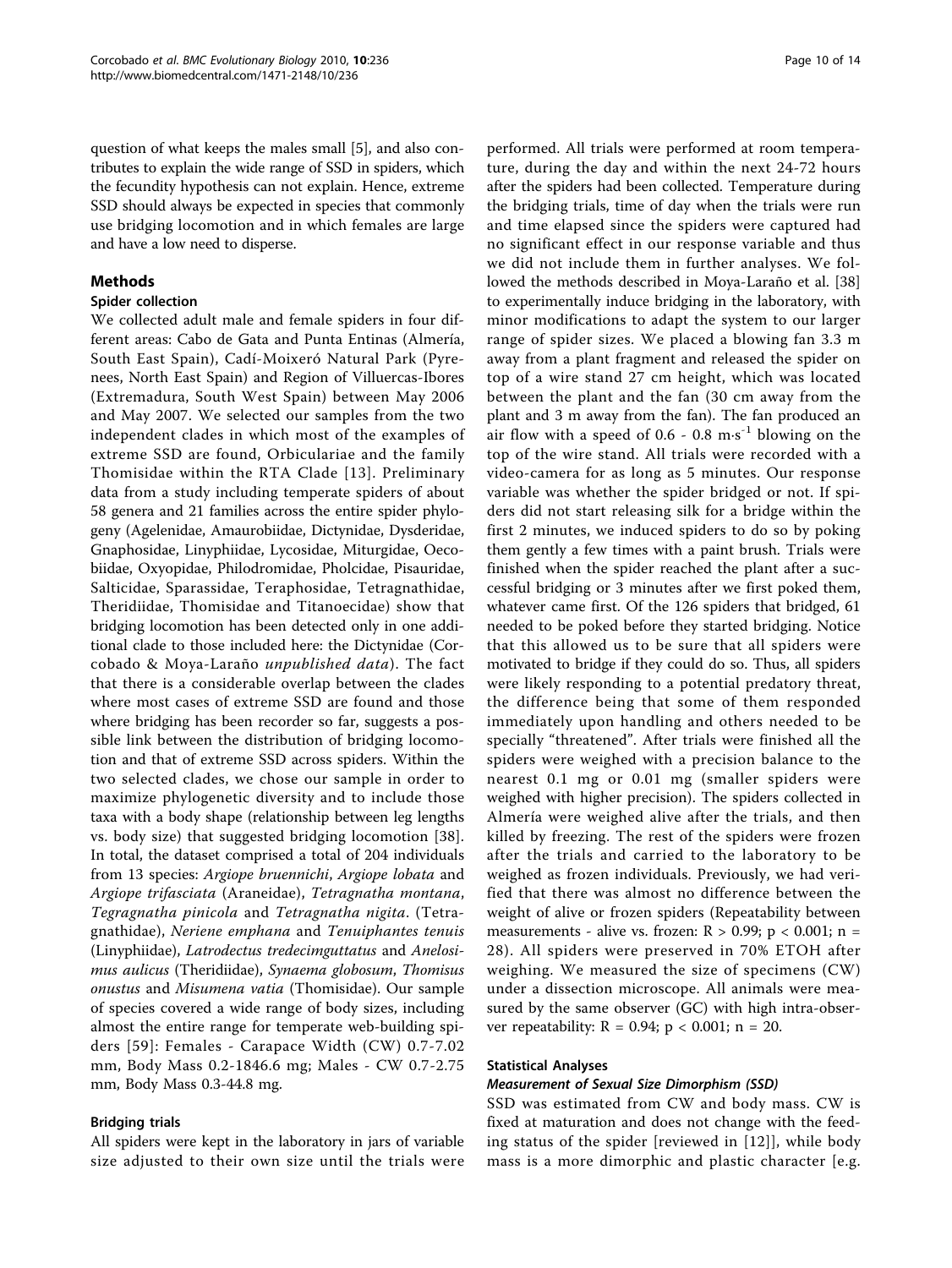question of what keeps the males small [5], and also contributes to explain the wide range of SSD in spiders, which the fecundity hypothesis can not explain. Hence, extreme SSD should always be expected in species that commonly use bridging locomotion and in which females are large and have a low need to disperse.

## Methods

### Spider collection

We collected adult male and female spiders in four different areas: Cabo de Gata and Punta Entinas (Almería, South East Spain), Cadí-Moixeró Natural Park (Pyrenees, North East Spain) and Region of Villuercas-Ibores (Extremadura, South West Spain) between May 2006 and May 2007. We selected our samples from the two independent clades in which most of the examples of extreme SSD are found, Orbicularia and the family Thomisidae within the RTA Clade [13]. Preliminary data from a study including temperate spiders of about 58 genera and 21 families across the entire spider phylogeny (Agelenidae, Amaurobiidae, Dictynidae, Dysderidae, Gnaphosidae, Linyphiidae, Lycosidae, Miturgidae, Oecobiidae, Oxyopidae, Philodromidae, Pholcidae, Pisauridae, Salticidae, Sparassidae, Teraphosidae, Tetragnathidae, Theridiidae, Thomisidae and Titanoecidae) show that bridging locomotion has been detected only in one additional clade to those included here: the Dictynidae (Corcobado & Moya-Laraño *unpublished data*). The fact that there is a considerable overlap between the clades where most cases of extreme SSD are found and those where bridging has been recorder so far, suggests a possible link between the distribution of bridging locomotion and that of extreme SSD across spiders. Within the two selected clades, we chose our sample in order to maximize phylogenetic diversity and to include those taxa with a body shape (relationship between leg lengths vs. body size) that suggested bridging locomotion [38]. In total, the dataset comprised a total of 204 individuals from 13 species: *Argiope bruennichi*, *Argiope lobata* and *Argiope trifasciata* (Araneidae), *Tetragnatha montana*, *Tegragnatha pinicola* and *Tetragnatha nigita*. (Tetragnathidae), *Neriene emphana* and *Tenuiphantes tenuis* (Linyphiidae), *Latrodectus tredecimguttatus* and *Anelosimus aulicus* (Theridiidae), *Synaema globosum*, *Thomisus onustus* and *Misumena vatia* (Thomisidae). Our sample of species covered a wide range of body sizes, including almost the entire range for temperate web-building spiders [59]: Females - Carapace Width (CW) 0.7-7.02 mm, Body Mass 0.2-1846.6 mg; Males - CW 0.7-2.75 mm, Body Mass 0.3-44.8 mg.

### Bridging trials

All spiders were kept in the laboratory in jars of variable size adjusted to their own size until the trials were performed. All trials were performed at room temperature, during the day and within the next 24-72 hours after the spiders had been collected. Temperature during the bridging trials, time of day when the trials were run and time elapsed since the spiders were captured had no significant effect in our response variable and thus we did not include them in further analyses. We followed the methods described in Moya-Laraño et al. [38] to experimentally induce bridging in the laboratory, with minor modifications to adapt the system to our larger range of spider sizes. We placed a blowing fan 3.3 m away from a plant fragment and released the spider on top of a wire stand 27 cm height, which was located between the plant and the fan (30 cm away from the plant and 3 m away from the fan). The fan produced an air flow with a speed of 0.6 - 0.8 $m \cdot s^{-1}$ blowing on the top of the wire stand. All trials were recorded with a video-camera for as long as 5 minutes. Our response variable was whether the spider bridged or not. If spiders did not start releasing silk for a bridge within the first 2 minutes, we induced spiders to do so by poking them gently a few times with a paint brush. Trials were finished when the spider reached the plant after a successful bridging or 3 minutes after we first poked them, whatever came first. Of the 126 spiders that bridged, 61 needed to be poked before they started bridging. Notice that this allowed us to be sure that all spiders were motivated to bridge if they could do so. Thus, all spiders were likely responding to a potential predatory threat, the difference being that some of them responded immediately upon handling and others needed to be specially "threatened". After trials were finished all the spiders were weighed with a precision balance to the nearest 0.1 mg or 0.01 mg (smaller spiders were weighed with higher precision). The spiders collected in Almería were weighed alive after the trials, and then killed by freezing. The rest of the spiders were frozen after the trials and carried to the laboratory to be weighed as frozen individuals. Previously, we had verified that there was almost no difference between the weight of alive or frozen spiders (Repeatability between measurements - alive vs. frozen: $R > 0.99$; $p < 0.001$; $n = 28$). All spiders were preserved in 70% ETOH after weighing. We measured the size of specimens (CW) under a dissection microscope. All animals were measured by the same observer (GC) with high intra-observer repeatability: $R = 0.94$; $p < 0.001$; $n = 20$.

### Statistical Analyses

#### *Measurement of Sexual Size Dimorphism (SSD)*

SSD was estimated from CW and body mass. CW is fixed at maturation and does not change with the feeding status of the spider [reviewed in [12]], while body mass is a more dimorphic and plastic character [e.g.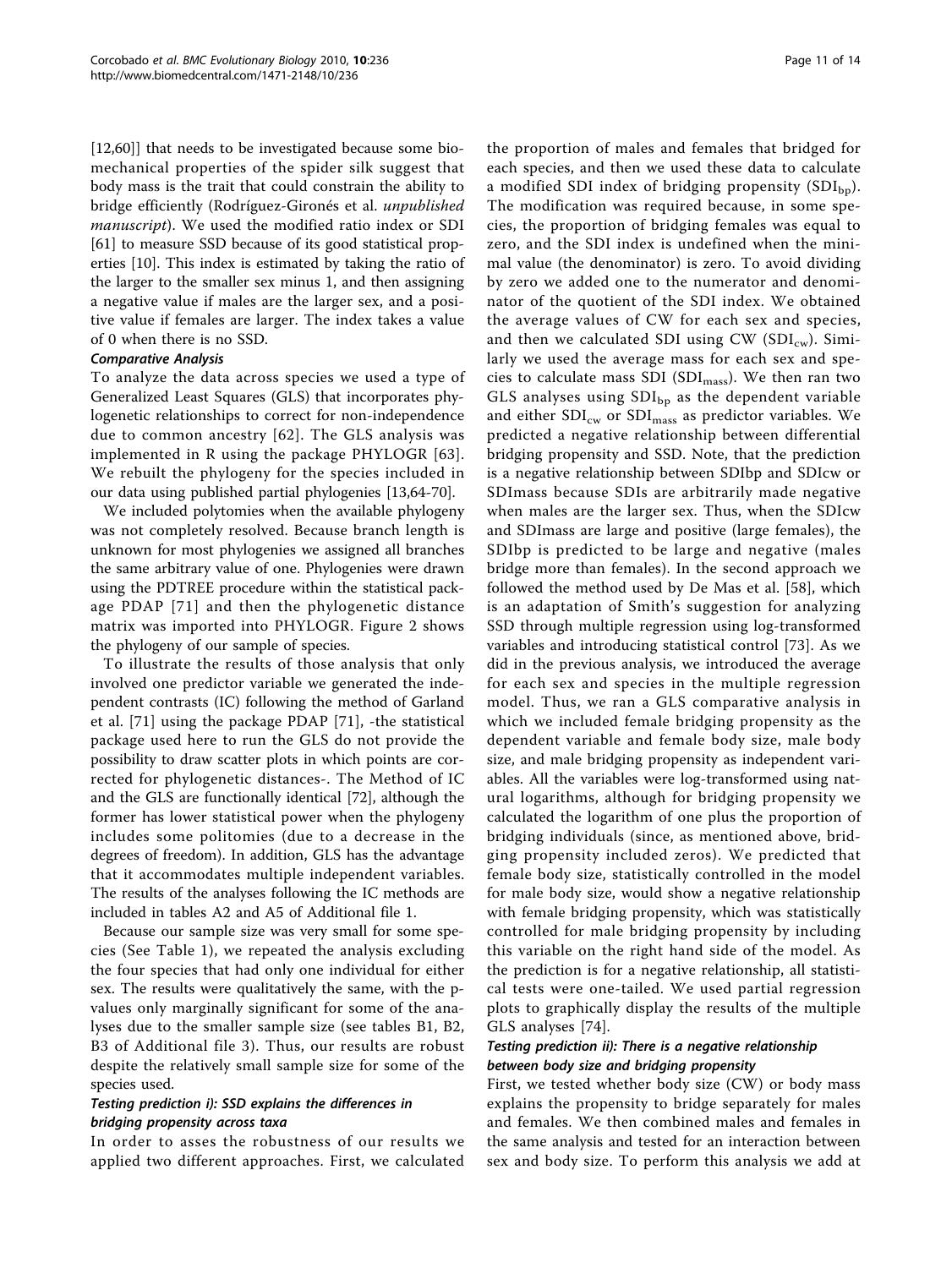[12,60]] that needs to be investigated because some biomechanical properties of the spider silk suggest that body mass is the trait that could constrain the ability to bridge efficiently (Rodríguez-Gironés et al. *unpublished manuscript*). We used the modified ratio index or SDI [61] to measure SSD because of its good statistical properties [10]. This index is estimated by taking the ratio of the larger to the smaller sex minus 1, and then assigning a negative value if males are the larger sex, and a positive value if females are larger. The index takes a value of 0 when there is no SSD.

#### Comparative Analysis

To analyze the data across species we used a type of Generalized Least Squares (GLS) that incorporates phylogenetic relationships to correct for non-independence due to common ancestry [62]. The GLS analysis was implemented in R using the package PHYLOGR [63]. We rebuilt the phylogeny for the species included in our data using published partial phylogenies [13,64-70].

We included polytomies when the available phylogeny was not completely resolved. Because branch length is unknown for most phylogenies we assigned all branches the same arbitrary value of one. Phylogenies were drawn using the PDTREE procedure within the statistical package PDAP [71] and then the phylogenetic distance matrix was imported into PHYLOGR. Figure 2 shows the phylogeny of our sample of species.

To illustrate the results of those analysis that only involved one predictor variable we generated the independent contrasts (IC) following the method of Garland et al. [71] using the package PDAP [71], -the statistical package used here to run the GLS do not provide the possibility to draw scatter plots in which points are corrected for phylogenetic distances-. The Method of IC and the GLS are functionally identical [72], although the former has lower statistical power when the phylogeny includes some politomies (due to a decrease in the degrees of freedom). In addition, GLS has the advantage that it accommodates multiple independent variables. The results of the analyses following the IC methods are included in tables A2 and A5 of Additional file 1.

Because our sample size was very small for some species (See Table 1), we repeated the analysis excluding the four species that had only one individual for either sex. The results were qualitatively the same, with the p-values only marginally significant for some of the analyses due to the smaller sample size (see tables B1, B2, B3 of Additional file 3). Thus, our results are robust despite the relatively small sample size for some of the species used.

#### Testing prediction i): SSD explains the differences in bridging propensity across taxa

In order to asses the robustness of our results we applied two different approaches. First, we calculated the proportion of males and females that bridged for each species, and then we used these data to calculate a modified SDI index of bridging propensity ($SDI_{bp}$). The modification was required because, in some species, the proportion of bridging females was equal to zero, and the SDI index is undefined when the minimal value (the denominator) is zero. To avoid dividing by zero we added one to the numerator and denominator of the quotient of the SDI index. We obtained the average values of CW for each sex and species, and then we calculated SDI using CW ($SDI_{cw}$). Similarly we used the average mass for each sex and species to calculate mass SDI ($SDI_{mass}$). We then ran two GLS analyses using $SDI_{bp}$ as the dependent variable and either $SDI_{cw}$ or $SDI_{mass}$ as predictor variables. We predicted a negative relationship between differential bridging propensity and SSD. Note, that the prediction is a negative relationship between SDIbp and SDIcw or SDImass because SDIs are arbitrarily made negative when males are the larger sex. Thus, when the SDIcw and SDImass are large and positive (large females), the SDIbp is predicted to be large and negative (males bridge more than females). In the second approach we followed the method used by De Mas et al. [58], which is an adaptation of Smith's suggestion for analyzing SSD through multiple regression using log-transformed variables and introducing statistical control [73]. As we did in the previous analysis, we introduced the average for each sex and species in the multiple regression model. Thus, we ran a GLS comparative analysis in which we included female bridging propensity as the dependent variable and female body size, male body size, and male bridging propensity as independent variables. All the variables were log-transformed using natural logarithms, although for bridging propensity we calculated the logarithm of one plus the proportion of bridging individuals (since, as mentioned above, bridging propensity included zeros). We predicted that female body size, statistically controlled in the model for male body size, would show a negative relationship with female bridging propensity, which was statistically controlled for male bridging propensity by including this variable on the right hand side of the model. As the prediction is for a negative relationship, all statistical tests were one-tailed. We used partial regression plots to graphically display the results of the multiple GLS analyses [74].

#### Testing prediction ii): There is a negative relationship between body size and bridging propensity

First, we tested whether body size (CW) or body mass explains the propensity to bridge separately for males and females. We then combined males and females in the same analysis and tested for an interaction between sex and body size. To perform this analysis we add at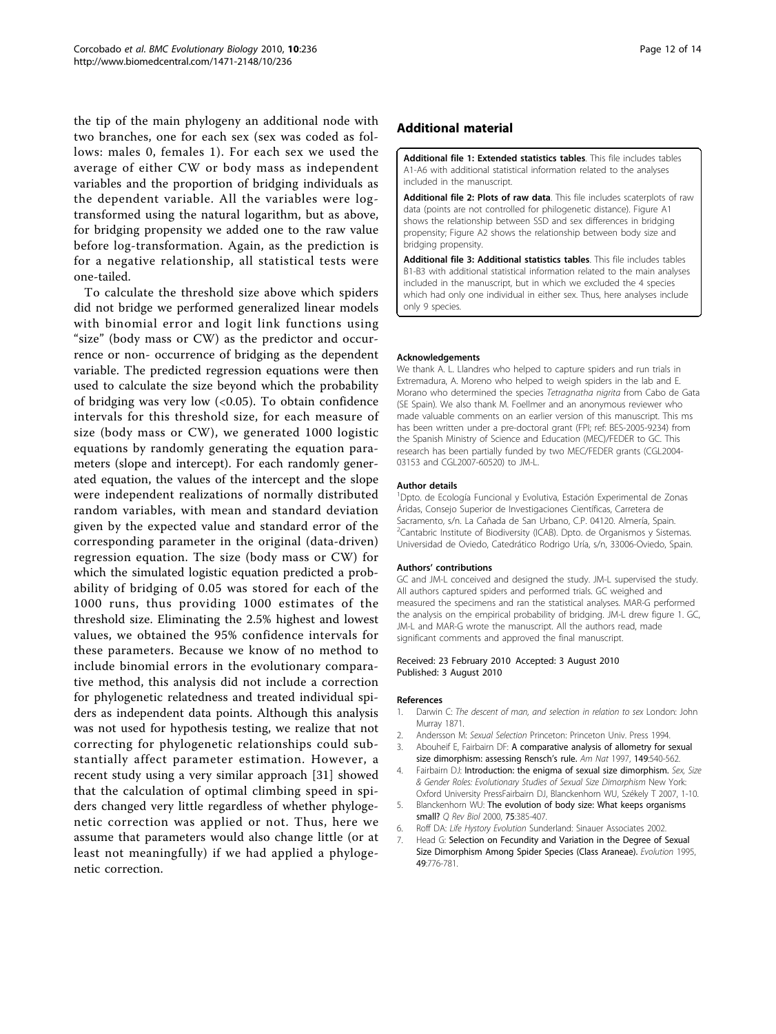the tip of the main phylogeny an additional node with two branches, one for each sex (sex was coded as follows: males 0, females 1). For each sex we used the average of either CW or body mass as independent variables and the proportion of bridging individuals as the dependent variable. All the variables were log-transformed using the natural logarithm, but as above, for bridging propensity we added one to the raw value before log-transformation. Again, as the prediction is for a negative relationship, all statistical tests were one-tailed.

To calculate the threshold size above which spiders did not bridge we performed generalized linear models with binomial error and logit link functions using "size" (body mass or CW) as the predictor and occurrence or non- occurrence of bridging as the dependent variable. The predicted regression equations were then used to calculate the size beyond which the probability of bridging was very low (<0.05). To obtain confidence intervals for this threshold size, for each measure of size (body mass or CW), we generated 1000 logistic equations by randomly generating the equation parameters (slope and intercept). For each randomly generated equation, the values of the intercept and the slope were independent realizations of normally distributed random variables, with mean and standard deviation given by the expected value and standard error of the corresponding parameter in the original (data-driven) regression equation. The size (body mass or CW) for which the simulated logistic equation predicted a probability of bridging of 0.05 was stored for each of the 1000 runs, thus providing 1000 estimates of the threshold size. Eliminating the 2.5% highest and lowest values, we obtained the 95% confidence intervals for these parameters. Because we know of no method to include binomial errors in the evolutionary comparative method, this analysis did not include a correction for phylogenetic relatedness and treated individual spiders as independent data points. Although this analysis was not used for hypothesis testing, we realize that not correcting for phylogenetic relationships could substantially affect parameter estimation. However, a recent study using a very similar approach [31] showed that the calculation of optimal climbing speed in spiders changed very little regardless of whether phylogenetic correction was applied or not. Thus, here we assume that parameters would also change little (or at least not meaningfully) if we had applied a phylogenetic correction.

## Additional material

**Additional file 1: Extended statistics tables**. This file includes tables A1-A6 with additional statistical information related to the analyses included in the manuscript.

**Additional file 2: Plots of raw data**. This file includes scaterplots of raw data (points are not controlled for philogenetic distance). Figure A1 shows the relationship between SSD and sex differences in bridging propensity; Figure A2 shows the relationship between body size and bridging propensity.

**Additional file 3: Additional statistics tables**. This file includes tables B1-B3 with additional statistical information related to the main analyses included in the manuscript, but in which we excluded the 4 species which had only one individual in either sex. Thus, here analyses include only 9 species.

#### Acknowledgements

We thank A. L. Llandres who helped to capture spiders and run trials in Extremadura, A. Moreno who helped to weigh spiders in the lab and E. Morano who determined the species *Tetragnatha nigrita* from Cabo de Gata (SE Spain). We also thank M. Foellmer and an anonymous reviewer who made valuable comments on an earlier version of this manuscript. This ms has been written under a pre-doctoral grant (FPI; ref: BES-2005-9234) from the Spanish Ministry of Science and Education (MEC)/FEDER to GC. This research has been partially funded by two MEC/FEDER grants (CGL2004-03153 and CGL2007-60520) to JM-L.

#### Author details

[1]Dpto. de Ecología Funcional y Evolutiva, Estación Experimental de Zonas Áridas, Consejo Superior de Investigaciones Científicas, Carretera de Sacramento, s/n. La Cañada de San Urbano, C.P. 04120. Almería, Spain. [2]Cantabric Institute of Biodiversity (ICAB). Dpto. de Organismos y Sistemas. Universidad de Oviedo, Catedrático Rodrigo Uría, s/n, 33006-Oviedo, Spain.

#### Authors' contributions

GC and JM-L conceived and designed the study. JM-L supervised the study. All authors captured spiders and performed trials. GC weighed and measured the specimens and ran the statistical analyses. MAR-G performed the analysis on the empirical probability of bridging. JM-L drew figure 1. GC, JM-L and MAR-G wrote the manuscript. All the authors read, made significant comments and approved the final manuscript.

Received: 23 February 2010 Accepted: 3 August 2010
Published: 3 August 2010

#### References

1. Darwin C: *The descent of man, and selection in relation to sex* London: John Murray 1871.
2. Andersson M: *Sexual Selection* Princeton: Princeton Univ. Press 1994.
3. Abouheif E, Fairbairn DF: **A comparative analysis of allometry for sexual size dimorphism: assessing Rensch's rule.** *Am Nat* 1997, **149**:540-562.
4. Fairbairn DJ: **Introduction: the enigma of sexual size dimorphism.** *Sex, Size & Gender Roles: Evolutionary Studies of Sexual Size Dimorphism* New York: Oxford University PressFairbairn DJ, Blanckenhorn WU, Székely T 2007, 1-10.
5. Blanckenhorn WU: **The evolution of body size: What keeps organisms small?** *Q Rev Biol* 2000, **75**:385-407.
6. Roff DA: *Life Hystory Evolution* Sunderland: Sinauer Associates 2002.
7. Head G: **Selection on Fecundity and Variation in the Degree of Sexual Size Dimorphism Among Spider Species (Class Araneae).** *Evolution* 1995, **49**:776-781.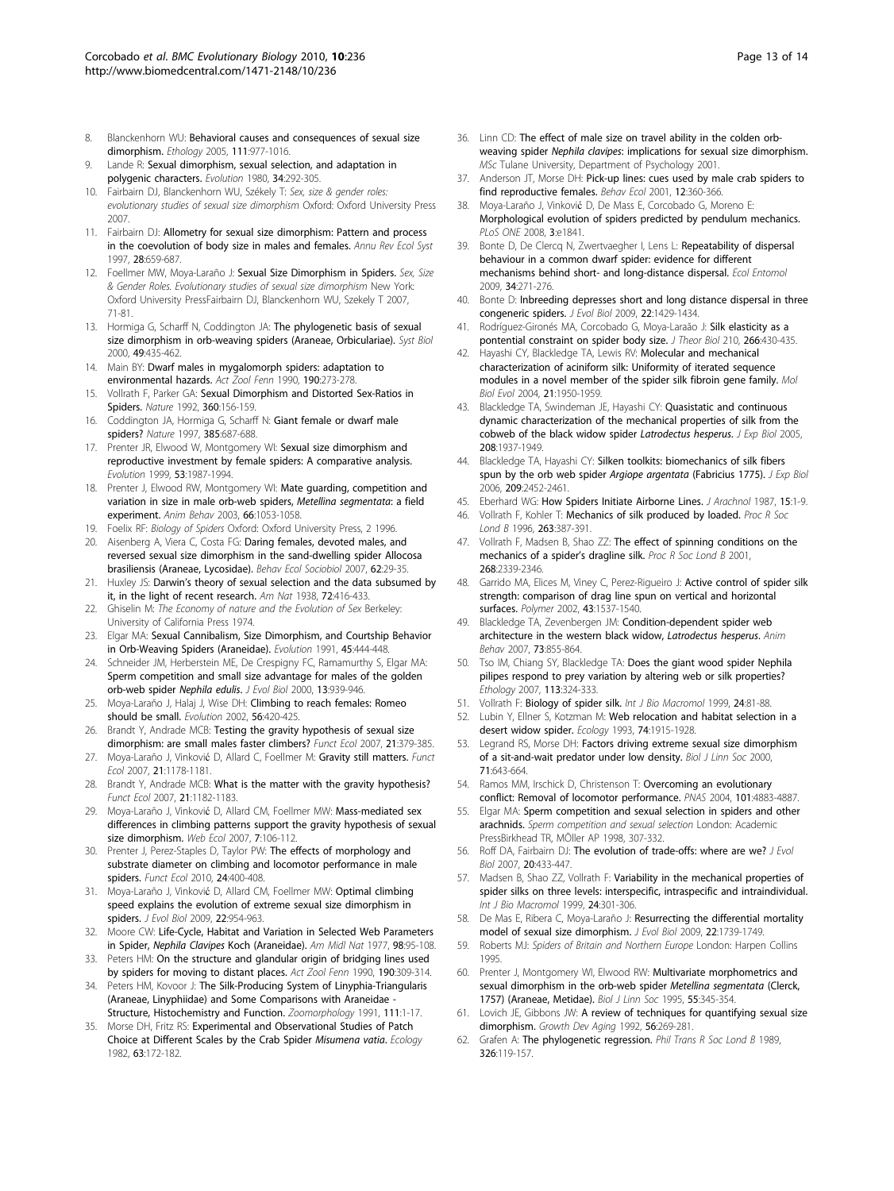8. Blanckenhorn WU: **Behavioral causes and consequences of sexual size dimorphism.** *Ethology* 2005, **111**:977-1016.
9. Lande R: **Sexual dimorphism, sexual selection, and adaptation in polygenic characters.** *Evolution* 1980, **34**:292-305.
10. Fairbairn DJ, Blanckenhorn WU, Székely T: *Sex, size & gender roles: evolutionary studies of sexual size dimorphism* Oxford: Oxford University Press 2007.
11. Fairbairn DJ: **Allometry for sexual size dimorphism: Pattern and process in the coevolution of body size in males and females.** *Annu Rev Ecol Syst* 1997, **28**:659-687.
12. Foellmer MW, Moya-Laraño J: **Sexual Size Dimorphism in Spiders.** *Sex, Size & Gender Roles. Evolutionary studies of sexual size dimorphism* New York: Oxford University PressFairbairn DJ, Blanckenhorn WU, Szekely T 2007, 71-81.
13. Hormiga G, Scharff N, Coddington JA: **The phylogenetic basis of sexual size dimorphism in orb-weaving spiders (Araneae, Orbiculariae).** *Syst Biol* 2000, **49**:435-462.
14. Main BY: **Dwarf males in mygalomorph spiders: adaptation to environmental hazards.** *Act Zool Fenn* 1990, **190**:273-278.
15. Vollrath F, Parker GA: **Sexual Dimorphism and Distorted Sex-Ratios in Spiders.** *Nature* 1992, **360**:156-159.
16. Coddington JA, Hormiga G, Scharff N: **Giant female or dwarf male spiders?** *Nature* 1997, **385**:687-688.
17. Prenter JR, Elwood W, Montgomery WI: **Sexual size dimorphism and reproductive investment by female spiders: A comparative analysis.** *Evolution* 1999, **53**:1987-1994.
18. Prenter J, Elwood RW, Montgomery WI: **Mate guarding, competition and variation in size in male orb-web spiders, *Metellina segmentata*: a field experiment.** *Anim Behav* 2003, **66**:1053-1058.
19. Foelix RF: *Biology of Spiders* Oxford: Oxford University Press, 2 1996.
20. Aisenberg A, Viera C, Costa FG: **Daring females, devoted males, and reversed sexual size dimorphism in the sand-dwelling spider Allocosa brasiliensis (Araneae, Lycosidae).** *Behav Ecol Sociobiol* 2007, **62**:29-35.
21. Huxley JS: **Darwin's theory of sexual selection and the data subsumed by it, in the light of recent research.** *Am Nat* 1938, **72**:416-433.
22. Ghiselin M: *The Economy of nature and the Evolution of Sex* Berkeley: University of California Press 1974.
23. Elgar MA: **Sexual Cannibalism, Size Dimorphism, and Courtship Behavior in Orb-Weaving Spiders (Araneidae).** *Evolution* 1991, **45**:444-448.
24. Schneider JM, Herberstein ME, De Crespigny FC, Ramamurthy S, Elgar MA: **Sperm competition and small size advantage for males of the golden orb-web spider *Nephila edulis*.** *J Evol Biol* 2000, **13**:939-946.
25. Moya-Laraño J, Halaj J, Wise DH: **Climbing to reach females: Romeo should be small.** *Evolution* 2002, **56**:420-425.
26. Brandt Y, Andrade MCB: **Testing the gravity hypothesis of sexual size dimorphism: are small males faster climbers?** *Funct Ecol* 2007, **21**:379-385.
27. Moya-Laraño J, Vinković D, Allard C, Foellmer M: **Gravity still matters.** *Funct Ecol* 2007, **21**:1178-1181.
28. Brandt Y, Andrade MCB: **What is the matter with the gravity hypothesis?** *Funct Ecol* 2007, **21**:1182-1183.
29. Moya-Laraño J, Vinković D, Allard CM, Foellmer MW: **Mass-mediated sex differences in climbing patterns support the gravity hypothesis of sexual size dimorphism.** *Web Ecol* 2007, **7**:106-112.
30. Prenter J, Perez-Staples D, Taylor PW: **The effects of morphology and substrate diameter on climbing and locomotor performance in male spiders.** *Funct Ecol* 2010, **24**:400-408.
31. Moya-Laraño J, Vinković D, Allard CM, Foellmer MW: **Optimal climbing speed explains the evolution of extreme sexual size dimorphism in spiders.** *J Evol Biol* 2009, **22**:954-963.
32. Moore CW: **Life-Cycle, Habitat and Variation in Selected Web Parameters in Spider, *Nephila Clavipes* Koch (Araneidae).** *Am Midl Nat* 1977, **98**:95-108.
33. Peters HM: **On the structure and glandular origin of bridging lines used by spiders for moving to distant places.** *Act Zool Fenn* 1990, **190**:309-314.
34. Peters HM, Kovoor J: **The Silk-Producing System of Linyphia-Triangularis (Araneae, Linyphiidae) and Some Comparisons with Araneidae - Structure, Histochemistry and Function.** *Zoomorphology* 1991, **111**:1-17.
35. Morse DH, Fritz RS: **Experimental and Observational Studies of Patch Choice at Different Scales by the Crab Spider *Misumena vatia*.** *Ecology* 1982, **63**:172-182.
36. Linn CD: **The effect of male size on travel ability in the colden orb-weaving spider *Nephila clavipes*: implications for sexual size dimorphism.** *MSc* Tulane University, Department of Psychology 2001.
37. Anderson JT, Morse DH: **Pick-up lines: cues used by male crab spiders to find reproductive females.** *Behav Ecol* 2001, **12**:360-366.
38. Moya-Laraño J, Vinković D, De Mass E, Corcobado G, Moreno E: **Morphological evolution of spiders predicted by pendulum mechanics.** *PLoS ONE* 2008, **3**:e1841.
39. Bonte D, De Clercq N, Zwertvaegher I, Lens L: **Repeatability of dispersal behaviour in a common dwarf spider: evidence for different mechanisms behind short- and long-distance dispersal.** *Ecol Entomol* 2009, **34**:271-276.
40. Bonte D: **Inbreeding depresses short and long distance dispersal in three congeneric spiders.** *J Evol Biol* 2009, **22**:1429-1434.
41. Rodríguez-Gironés MA, Corcobado G, Moya-Laraão J: **Silk elasticity as a pontential constraint on spider body size.** *J Theor Biol* 210, **266**:430-435.
42. Hayashi CY, Blackledge TA, Lewis RV: **Molecular and mechanical characterization of aciniform silk: Uniformity of iterated sequence modules in a novel member of the spider silk fibroin gene family.** *Mol Biol Evol* 2004, **21**:1950-1959.
43. Blackledge TA, Swindeman JE, Hayashi CY: **Quasistatic and continuous dynamic characterization of the mechanical properties of silk from the cobweb of the black widow spider *Latrodectus hesperus*.** *J Exp Biol* 2005, **208**:1937-1949.
44. Blackledge TA, Hayashi CY: **Silken toolkits: biomechanics of silk fibers spun by the orb web spider *Argiope argentata* (Fabricius 1775).** *J Exp Biol* 2006, **209**:2452-2461.
45. Eberhard WG: **How Spiders Initiate Airborne Lines.** *J Arachnol* 1987, **15**:1-9.
46. Vollrath F, Kohler T: **Mechanics of silk produced by loaded.** *Proc R Soc Lond B* 1996, **263**:387-391.
47. Vollrath F, Madsen B, Shao ZZ: **The effect of spinning conditions on the mechanics of a spider's dragline silk.** *Proc R Soc Lond B* 2001, **268**:2339-2346.
48. Garrido MA, Elices M, Viney C, Perez-Rigueiro J: **Active control of spider silk strength: comparison of drag line spun on vertical and horizontal surfaces.** *Polymer* 2002, **43**:1537-1540.
49. Blackledge TA, Zevenbergen JM: **Condition-dependent spider web architecture in the western black widow, *Latrodectus hesperus*.** *Anim Behav* 2007, **73**:855-864.
50. Tso IM, Chiang SY, Blackledge TA: **Does the giant wood spider Nephila pilipes respond to prey variation by altering web or silk properties?** *Ethology* 2007, **113**:324-333.
51. Vollrath F: **Biology of spider silk.** *Int J Bio Macromol* 1999, **24**:81-88.
52. Lubin Y, Ellner S, Kotzman M: **Web relocation and habitat selection in a desert widow spider.** *Ecology* 1993, **74**:1915-1928.
53. Legrand RS, Morse DH: **Factors driving extreme sexual size dimorphism of a sit-and-wait predator under low density.** *Biol J Linn Soc* 2000, **71**:643-664.
54. Ramos MM, Irschick D, Christenson T: **Overcoming an evolutionary conflict: Removal of locomotor performance.** *PNAS* 2004, **101**:4883-4887.
55. Elgar MA: **Sperm competition and sexual selection in spiders and other arachnids.** *Sperm competition and sexual selection* London: Academic PressBirkhead TR, MÖller AP 1998, 307-332.
56. Roff DA, Fairbairn DJ: **The evolution of trade-offs: where are we?** *J Evol Biol* 2007, **20**:433-447.
57. Madsen B, Shao ZZ, Vollrath F: **Variability in the mechanical properties of spider silks on three levels: interspecific, intraspecific and intraindividual.** *Int J Bio Macromol* 1999, **24**:301-306.
58. De Mas E, Ribera C, Moya-Laraño J: **Resurrecting the differential mortality model of sexual size dimorphism.** *J Evol Biol* 2009, **22**:1739-1749.
59. Roberts MJ: *Spiders of Britain and Northern Europe* London: Harpen Collins 1995.
60. Prenter J, Montgomery WI, Elwood RW: **Multivariate morphometrics and sexual dimorphism in the orb-web spider *Metellina segmentata* (Clerck, 1757) (Araneae, Metidae).** *Biol J Linn Soc* 1995, **55**:345-354.
61. Lovich JE, Gibbons JW: **A review of techniques for quantifying sexual size dimorphism.** *Growth Dev Aging* 1992, **56**:269-281.
62. Grafen A: **The phylogenetic regression.** *Phil Trans R Soc Lond B* 1989, **326**:119-157.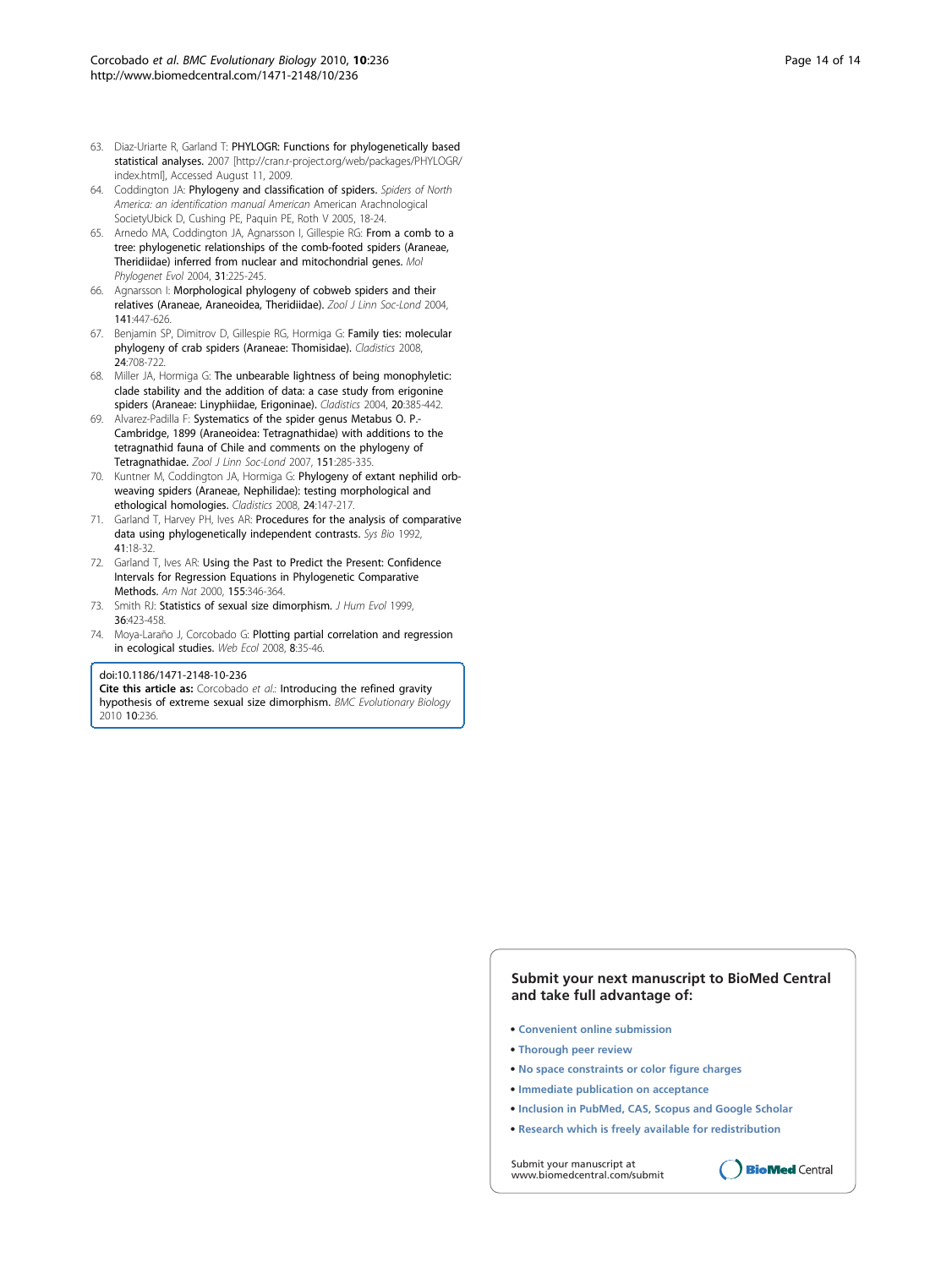63. Diaz-Uriarte R, Garland T: **PHYLOGR: Functions for phylogenetically based statistical analyses.** 2007 [http://cran.r-project.org/web/packages/PHYLOGR/index.html], Accessed August 11, 2009.
64. Coddington JA: **Phylogeny and classification of spiders.** *Spiders of North America: an identification manual American* American Arachnological SocietyUbick D, Cushing PE, Paquin PE, Roth V 2005, 18-24.
65. Arnedo MA, Coddington JA, Agnarsson I, Gillespie RG: **From a comb to a tree: phylogenetic relationships of the comb-footed spiders (Araneae, Theridiidae) inferred from nuclear and mitochondrial genes.** *Mol Phylogenet Evol* 2004, **31**:225-245.
66. Agnarsson I: **Morphological phylogeny of cobweb spiders and their relatives (Araneae, Araneoidea, Theridiidae).** *Zool J Linn Soc-Lond* 2004, **141**:447-626.
67. Benjamin SP, Dimitrov D, Gillespie RG, Hormiga G: **Family ties: molecular phylogeny of crab spiders (Araneae: Thomisidae).** *Cladistics* 2008, **24**:708-722.
68. Miller JA, Hormiga G: **The unbearable lightness of being monophyletic: clade stability and the addition of data: a case study from erigonine spiders (Araneae: Linyphiidae, Erigoninae).** *Cladistics* 2004, **20**:385-442.
69. Alvarez-Padilla F: **Systematics of the spider genus Metabus O. P.-Cambridge, 1899 (Araneoidea: Tetragnathidae) with additions to the tetragnathid fauna of Chile and comments on the phylogeny of Tetragnathidae.** *Zool J Linn Soc-Lond* 2007, **151**:285-335.
70. Kuntner M, Coddington JA, Hormiga G: **Phylogeny of extant nephilid orb-weaving spiders (Araneae, Nephilidae): testing morphological and ethological homologies.** *Cladistics* 2008, **24**:147-217.
71. Garland T, Harvey PH, Ives AR: **Procedures for the analysis of comparative data using phylogenetically independent contrasts.** *Sys Bio* 1992, **41**:18-32.
72. Garland T, Ives AR: **Using the Past to Predict the Present: Confidence Intervals for Regression Equations in Phylogenetic Comparative Methods.** *Am Nat* 2000, **155**:346-364.
73. Smith RJ: **Statistics of sexual size dimorphism.** *J Hum Evol* 1999, **36**:423-458.
74. Moya-Laraño J, Corcobado G: **Plotting partial correlation and regression in ecological studies.** *Web Ecol* 2008, **8**:35-46.

doi:10.1186/1471-2148-10-236

**Cite this article as:** Corcobado *et al.*: Introducing the refined gravity hypothesis of extreme sexual size dimorphism. *BMC Evolutionary Biology* 2010 **10**:236.

**Submit your next manuscript to BioMed Central and take full advantage of:**

- Convenient online submission
- Thorough peer review
- No space constraints or color figure charges
- Immediate publication on acceptance
- Inclusion in PubMed, CAS, Scopus and Google Scholar
- Research which is freely available for redistribution

Submit your manuscript at www.biomedcentral.com/submit

BioMed Central